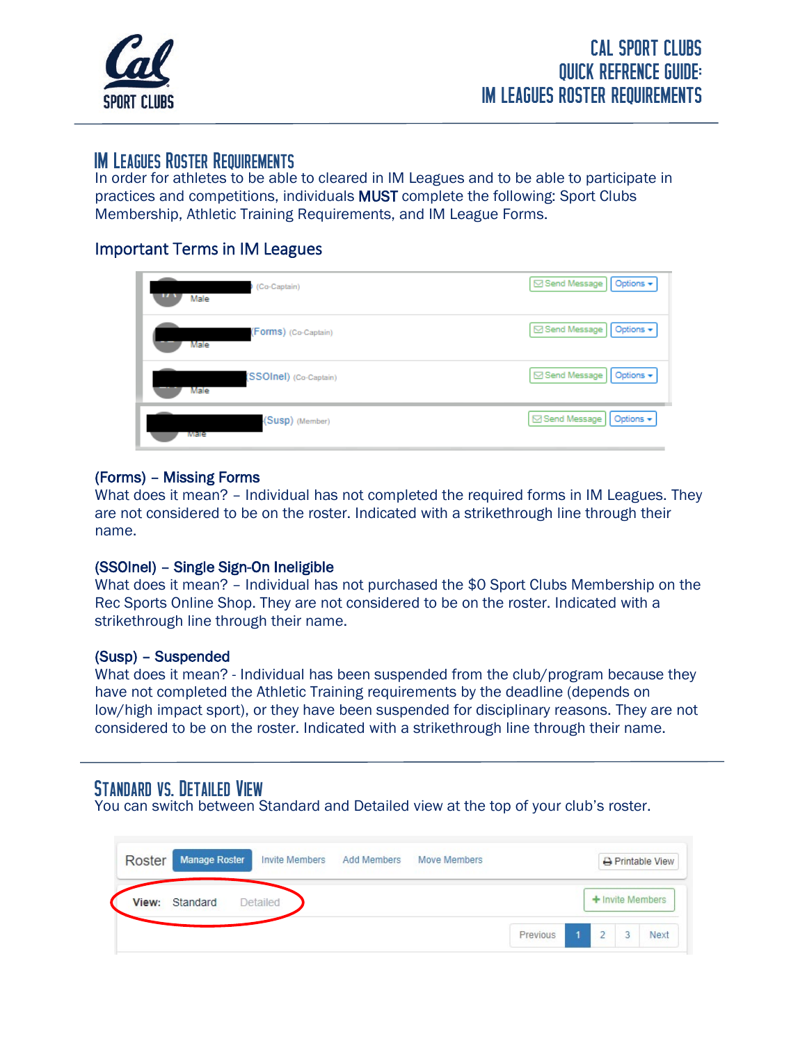# CAL SPORT CLUBS QUICK REFRENCE GUIDE: IM LEAGUES ROSTER REQUIREMENTS

## IM Leagues Roster Requirements

In order for athletes to be able to cleared in IM Leagues and to be able to participate in practices and competitions, individuals **MUST** complete the following: Sport Clubs Membership, Athletic Training Requirements, and IM League Forms.

### Important Terms in IM Leagues

**(Forms) – Missing Forms**
What does it mean? – Individual has not completed the required forms in IM Leagues. They are not considered to be on the roster. Indicated with a strikethrough line through their name.

**(SSOInel) – Single Sign-On Ineligible**
What does it mean? – Individual has not purchased the $0 Sport Clubs Membership on the Rec Sports Online Shop. They are not considered to be on the roster. Indicated with a strikethrough line through their name.

**(Susp) – Suspended**
What does it mean? - Individual has been suspended from the club/program because they have not completed the Athletic Training requirements by the deadline (depends on low/high impact sport), or they have been suspended for disciplinary reasons. They are not considered to be on the roster. Indicated with a strikethrough line through their name.

## Standard vs. Detailed View

You can switch between Standard and Detailed view at the top of your club's roster.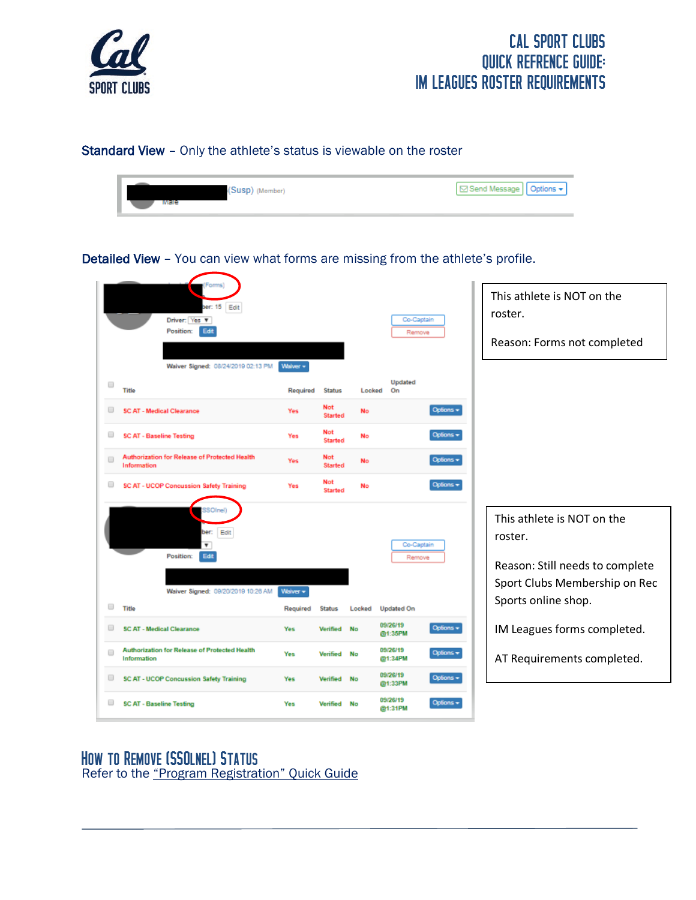# CAL SPORT CLUBS QUICK REFRENCE GUIDE: IM LEAGUES ROSTER REQUIREMENTS

**Standard View** – Only the athlete's status is viewable on the roster

(Susp) (Member) Send Message Options

**Detailed View** – You can view what forms are missing from the athlete's profile.

(Forms)

Driver: Yes

Position: Edit

Co-Captain

Remove

Waiver Signed: 08/24/2019 02:13 PM Waiver

| Title | Required | Status | Locked | Updated On | |
|---|---|---|---|---|---|
| SC AT - Medical Clearance | Yes | Not Started | No | | Options |
| SC AT - Baseline Testing | Yes | Not Started | No | | Options |
| Authorization for Release of Protected Health Information | Yes | Not Started | No | | Options |
| SC AT - UCOP Concussion Safety Training | Yes | Not Started | No | | Options |

This athlete is NOT on the roster.

Reason: Forms not completed

(SSOlnel)

Position: Edit

Co-Captain

Remove

Waiver Signed: 09/20/2019 10:26 AM Waiver

| Title | Required | Status | Locked | Updated On | |
|---|---|---|---|---|---|
| SC AT - Medical Clearance | Yes | Verified | No | 09/26/19 @1:35PM | Options |
| Authorization for Release of Protected Health Information | Yes | Verified | No | 09/26/19 @1:34PM | Options |
| SC AT - UCOP Concussion Safety Training | Yes | Verified | No | 09/26/19 @1:33PM | Options |
| SC AT - Baseline Testing | Yes | Verified | No | 09/26/19 @1:31PM | Options |

This athlete is NOT on the roster.

Reason: Still needs to complete Sport Clubs Membership on Rec Sports online shop.

IM Leagues forms completed.

AT Requirements completed.

## How to Remove (SSOlnel) Status

Refer to the "Program Registration" Quick Guide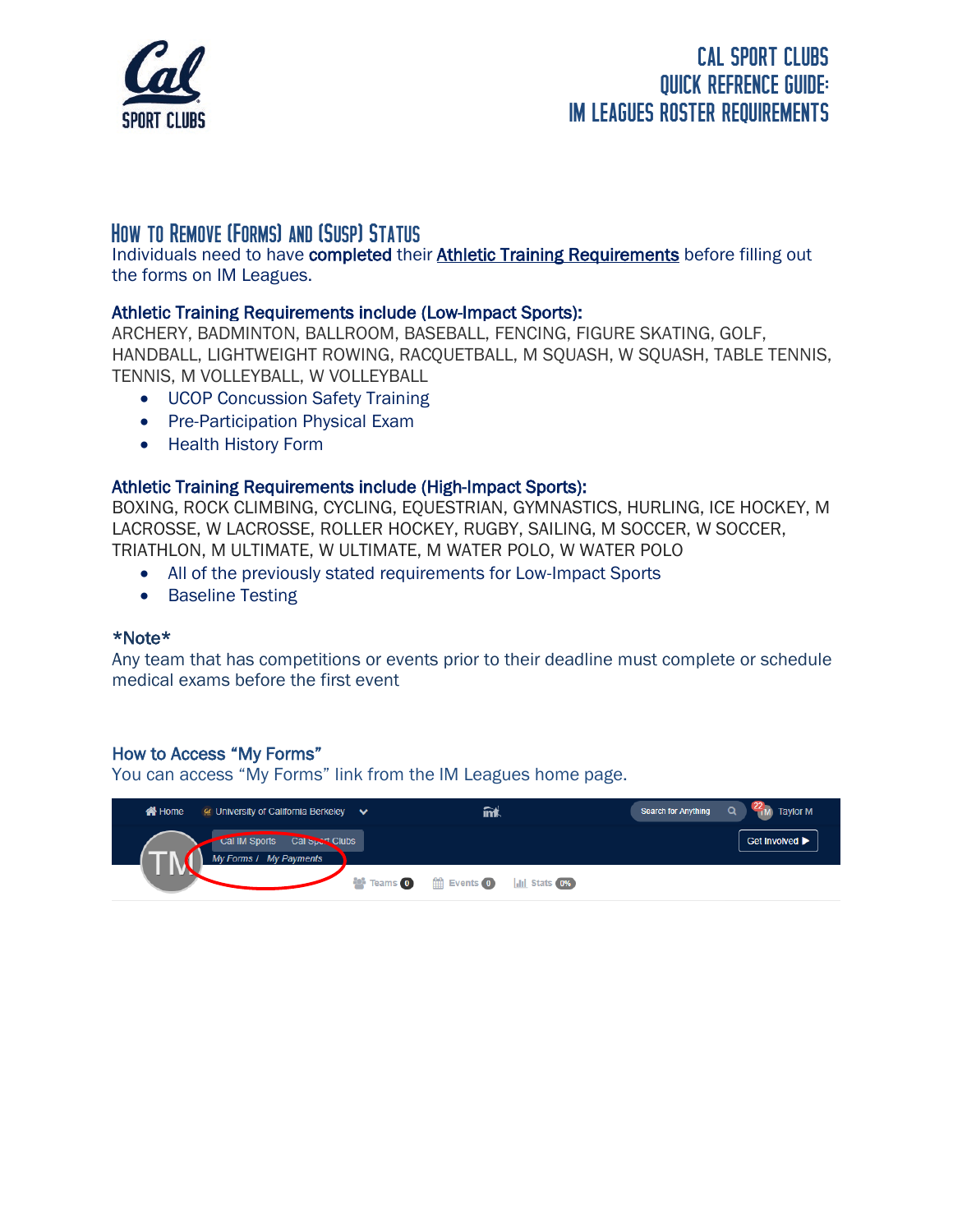# How to Remove (Forms) and (Susp) Status

Individuals need to have **completed** their **Athletic Training Requirements** before filling out the forms on IM Leagues.

### Athletic Training Requirements include (Low-Impact Sports):

ARCHERY, BADMINTON, BALLROOM, BASEBALL, FENCING, FIGURE SKATING, GOLF, HANDBALL, LIGHTWEIGHT ROWING, RACQUETBALL, M SQUASH, W SQUASH, TABLE TENNIS, TENNIS, M VOLLEYBALL, W VOLLEYBALL

- UCOP Concussion Safety Training
- Pre-Participation Physical Exam
- Health History Form

### Athletic Training Requirements include (High-Impact Sports):

BOXING, ROCK CLIMBING, CYCLING, EQUESTRIAN, GYMNASTICS, HURLING, ICE HOCKEY, M LACROSSE, W LACROSSE, ROLLER HOCKEY, RUGBY, SAILING, M SOCCER, W SOCCER, TRIATHLON, M ULTIMATE, W ULTIMATE, M WATER POLO, W WATER POLO

- All of the previously stated requirements for Low-Impact Sports
- Baseline Testing

*Note*

Any team that has competitions or events prior to their deadline must complete or schedule medical exams before the first event

### How to Access "My Forms"

You can access "My Forms" link from the IM Leagues home page.

Home | University of California Berkeley | Search for Anything | Taylor M
Cal IM Sports | Cal Sport Clubs | Get Involved
My Forms / My Payments
Teams 0 | Events 0 | Stats 0%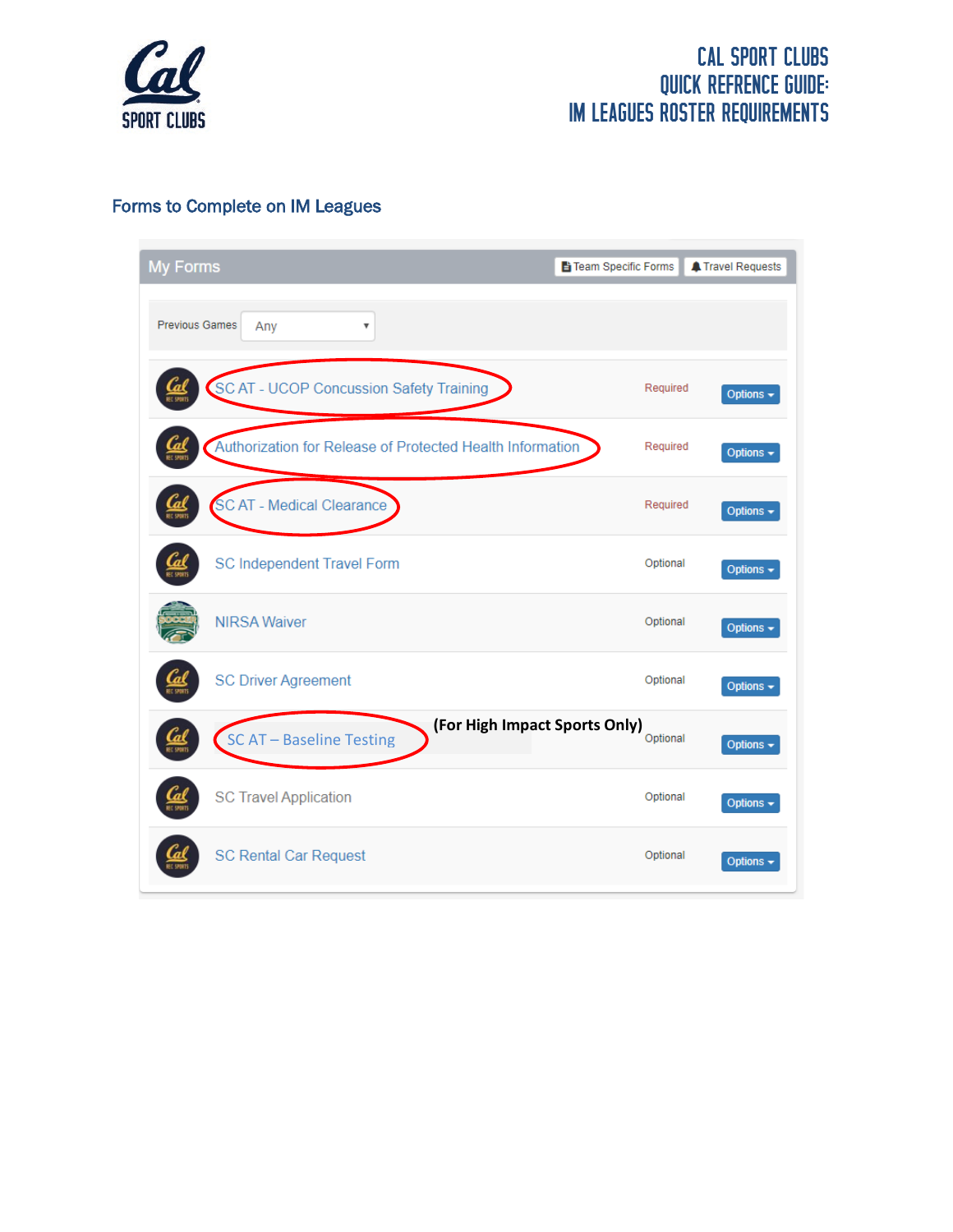## Forms to Complete on IM Leagues

**My Forms** — Team Specific Forms | Travel Requests

Previous Games: Any

| Form | Status | |
|---|---|---|
| SC AT - UCOP Concussion Safety Training | Required | Options |
| Authorization for Release of Protected Health Information | Required | Options |
| SC AT - Medical Clearance | Required | Options |
| SC Independent Travel Form | Optional | Options |
| NIRSA Waiver | Optional | Options |
| SC Driver Agreement | Optional | Options |
| SC AT – Baseline Testing **(For High Impact Sports Only)** | Optional | Options |
| SC Travel Application | Optional | Options |
| SC Rental Car Request | Optional | Options |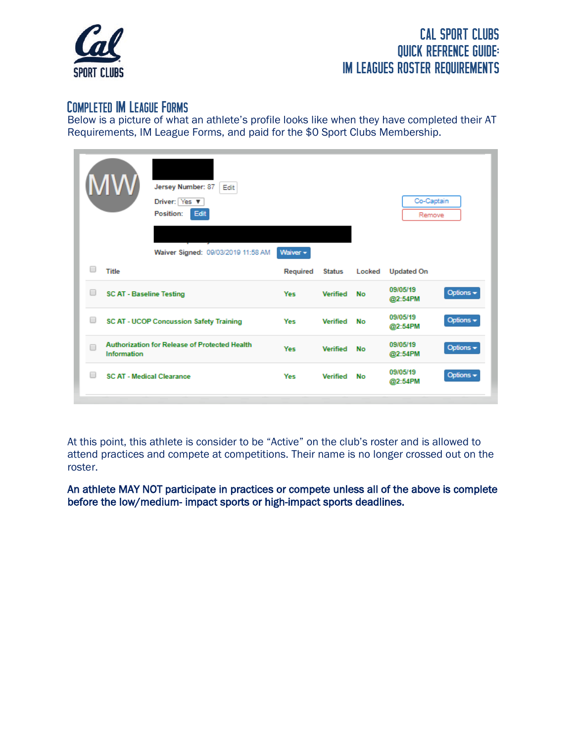## Completed IM League Forms

Below is a picture of what an athlete's profile looks like when they have completed their AT Requirements, IM League Forms, and paid for the $0 Sport Clubs Membership.

MW

Jersey Number: 87 Edit

Driver: Yes

Position: Edit

Co-Captain

Remove

Waiver Signed: 09/03/2019 11:58 AM Waiver

| Title | Required | Status | Locked | Updated On | |
|---|---|---|---|---|---|
| SC AT - Baseline Testing | Yes | Verified | No | 09/05/19 @2:54PM | Options |
| SC AT - UCOP Concussion Safety Training | Yes | Verified | No | 09/05/19 @2:54PM | Options |
| Authorization for Release of Protected Health Information | Yes | Verified | No | 09/05/19 @2:54PM | Options |
| SC AT - Medical Clearance | Yes | Verified | No | 09/05/19 @2:54PM | Options |

At this point, this athlete is consider to be "Active" on the club's roster and is allowed to attend practices and compete at competitions. Their name is no longer crossed out on the roster.

**An athlete MAY NOT participate in practices or compete unless all of the above is complete before the low/medium- impact sports or high-impact sports deadlines.**